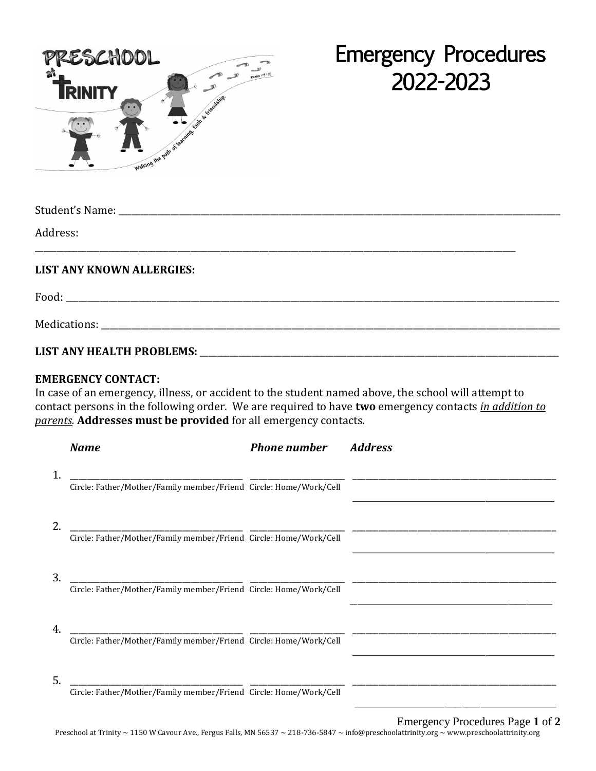# Emergency Procedures 2022-2023

Student's Name: ______________________________________________

Address: ______________________________________________

**LIST ANY KNOWN ALLERGIES:**

Food: ______________________________________________

Medications: ______________________________________________

**LIST ANY HEALTH PROBLEMS:** ______________________________________________

**EMERGENCY CONTACT:**
In case of an emergency, illness, or accident to the student named above, the school will attempt to contact persons in the following order. We are required to have **two** emergency contacts ***in addition to parents.*** **Addresses must be provided** for all emergency contacts.

| | *Name* | *Phone number* | *Address* |
|---|---|---|---|
| 1. | ____________________ <br> Circle: Father/Mother/Family member/Friend | ____________ <br> Circle: Home/Work/Cell | ____________________ <br> ____________________ |
| 2. | ____________________ <br> Circle: Father/Mother/Family member/Friend | ____________ <br> Circle: Home/Work/Cell | ____________________ <br> ____________________ |
| 3. | ____________________ <br> Circle: Father/Mother/Family member/Friend | ____________ <br> Circle: Home/Work/Cell | ____________________ <br> ____________________ |
| 4. | ____________________ <br> Circle: Father/Mother/Family member/Friend | ____________ <br> Circle: Home/Work/Cell | ____________________ <br> ____________________ |
| 5. | ____________________ <br> Circle: Father/Mother/Family member/Friend | ____________ <br> Circle: Home/Work/Cell | ____________________ <br> ____________________ |

Preschool at Trinity ~ 1150 W Cavour Ave., Fergus Falls, MN 56537 ~ 218-736-5847 ~ info@preschoolattrinity.org ~ www.preschoolattrinity.org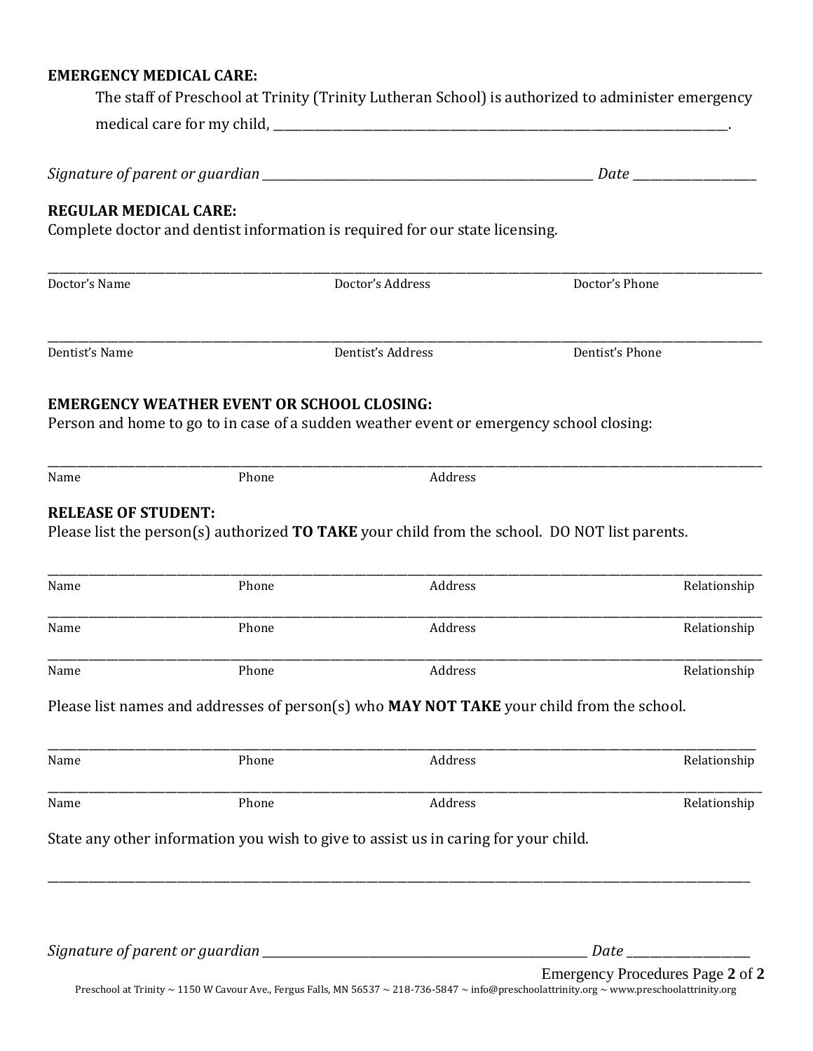**EMERGENCY MEDICAL CARE:**

The staff of Preschool at Trinity (Trinity Lutheran School) is authorized to administer emergency medical care for my child, ______________________________________________.

*Signature of parent or guardian* ______________________________ *Date* ____________

**REGULAR MEDICAL CARE:**

Complete doctor and dentist information is required for our state licensing.

________________________________________________________________________

Doctor's Name  Doctor's Address  Doctor's Phone

________________________________________________________________________

Dentist's Name  Dentist's Address  Dentist's Phone

**EMERGENCY WEATHER EVENT OR SCHOOL CLOSING:**

Person and home to go to in case of a sudden weather event or emergency school closing:

________________________________________________________________________

Name  Phone  Address

**RELEASE OF STUDENT:**

Please list the person(s) authorized **TO TAKE** your child from the school. DO NOT list parents.

________________________________________________________________________

Name  Phone  Address  Relationship

________________________________________________________________________

Name  Phone  Address  Relationship

________________________________________________________________________

Name  Phone  Address  Relationship

Please list names and addresses of person(s) who **MAY NOT TAKE** your child from the school.

________________________________________________________________________

Name  Phone  Address  Relationship

________________________________________________________________________

Name  Phone  Address  Relationship

State any other information you wish to give to assist us in caring for your child.

________________________________________________________________________

*Signature of parent or guardian* ______________________________ *Date* ____________

Emergency Procedures

Preschool at Trinity ~ 1150 W Cavour Ave., Fergus Falls, MN 56537 ~ 218-736-5847 ~ info@preschoolattrinity.org ~ www.preschoolattrinity.org